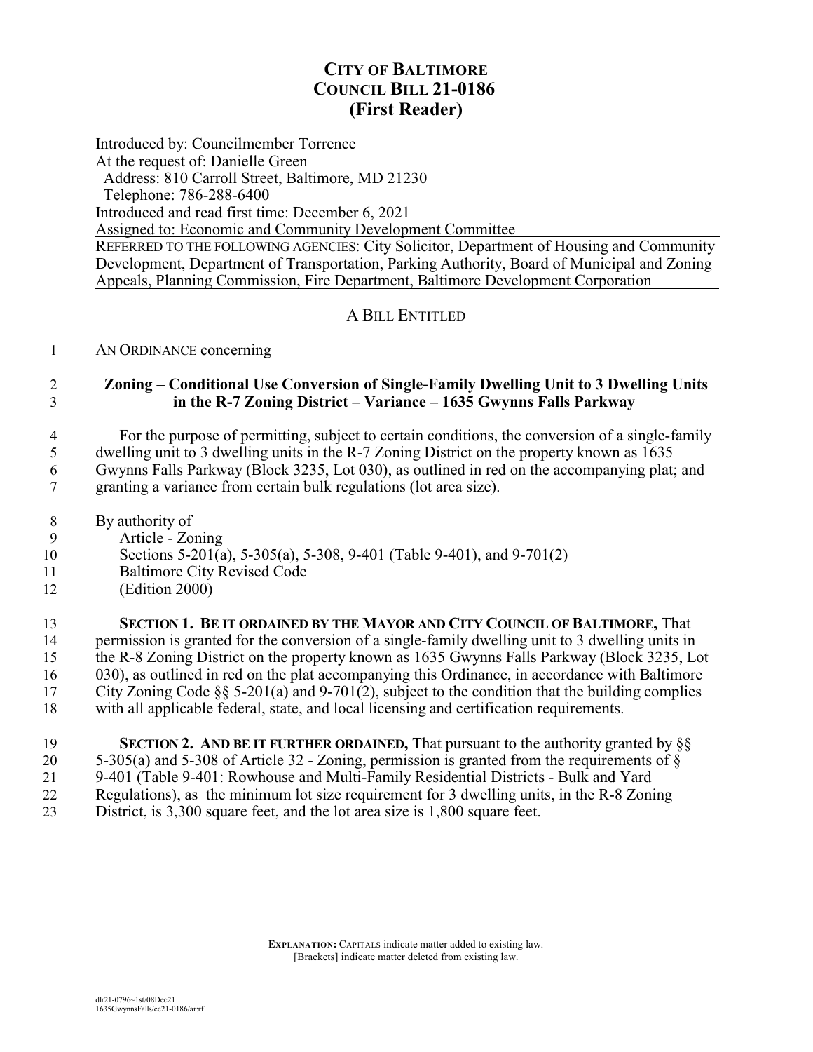# CITY OF BALTIMORE
# COUNCIL BILL 21-0186
# (First Reader)

Introduced by: Councilmember Torrence
At the request of: Danielle Green
  Address: 810 Carroll Street, Baltimore, MD 21230
  Telephone: 786-288-6400
Introduced and read first time: December 6, 2021
Assigned to: Economic and Community Development Committee

REFERRED TO THE FOLLOWING AGENCIES: City Solicitor, Department of Housing and Community Development, Department of Transportation, Parking Authority, Board of Municipal and Zoning Appeals, Planning Commission, Fire Department, Baltimore Development Corporation

A BILL ENTITLED

1 AN ORDINANCE concerning

2 **Zoning – Conditional Use Conversion of Single-Family Dwelling Unit to 3 Dwelling Units**
3 **in the R-7 Zoning District – Variance – 1635 Gwynns Falls Parkway**

4 For the purpose of permitting, subject to certain conditions, the conversion of a single-family
5 dwelling unit to 3 dwelling units in the R-7 Zoning District on the property known as 1635
6 Gwynns Falls Parkway (Block 3235, Lot 030), as outlined in red on the accompanying plat; and
7 granting a variance from certain bulk regulations (lot area size).

8 By authority of
9 Article - Zoning
10 Sections 5-201(a), 5-305(a), 5-308, 9-401 (Table 9-401), and 9-701(2)
11 Baltimore City Revised Code
12 (Edition 2000)

13 **SECTION 1. BE IT ORDAINED BY THE MAYOR AND CITY COUNCIL OF BALTIMORE,** That
14 permission is granted for the conversion of a single-family dwelling unit to 3 dwelling units in
15 the R-8 Zoning District on the property known as 1635 Gwynns Falls Parkway (Block 3235, Lot
16 030), as outlined in red on the plat accompanying this Ordinance, in accordance with Baltimore
17 City Zoning Code §§ 5-201(a) and 9-701(2), subject to the condition that the building complies
18 with all applicable federal, state, and local licensing and certification requirements.

19 **SECTION 2. AND BE IT FURTHER ORDAINED,** That pursuant to the authority granted by §§
20 5-305(a) and 5-308 of Article 32 - Zoning, permission is granted from the requirements of §
21 9-401 (Table 9-401: Rowhouse and Multi-Family Residential Districts - Bulk and Yard
22 Regulations), as the minimum lot size requirement for 3 dwelling units, in the R-8 Zoning
23 District, is 3,300 square feet, and the lot area size is 1,800 square feet.

**EXPLANATION:** CAPITALS indicate matter added to existing law.
[Brackets] indicate matter deleted from existing law.

dlr21-0796~1st/08Dec21
1635GwynnsFalls/cc21-0186/ar:rf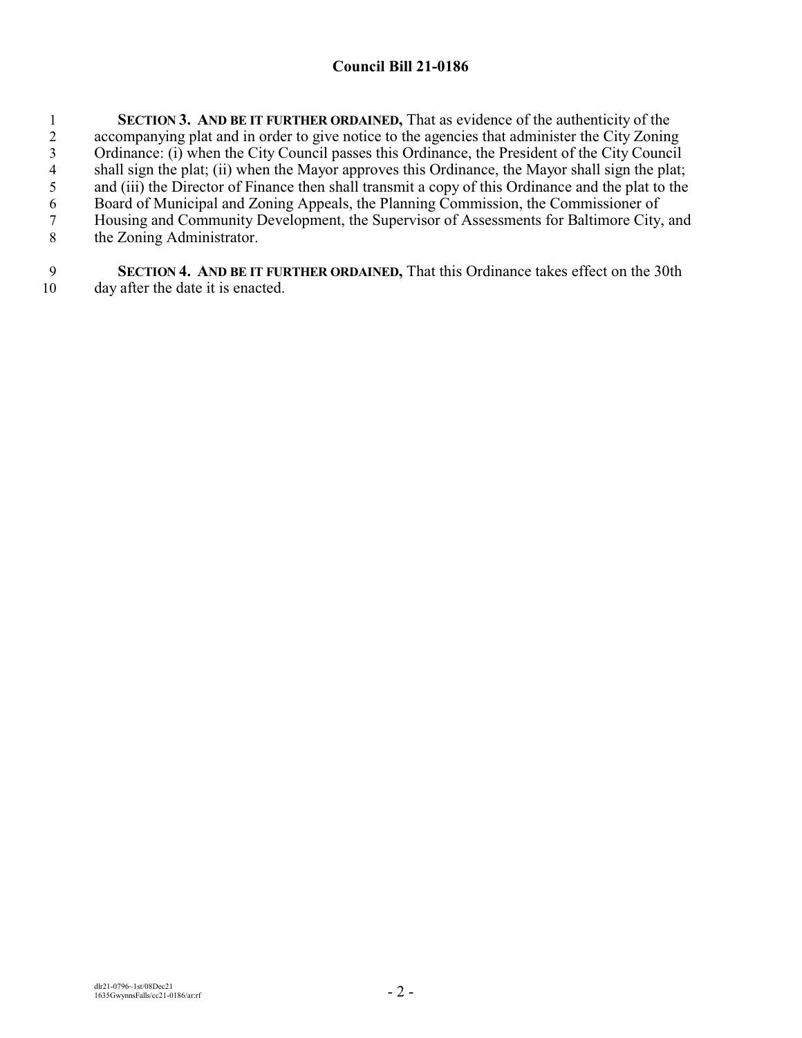**SECTION 3. AND BE IT FURTHER ORDAINED,** That as evidence of the authenticity of the accompanying plat and in order to give notice to the agencies that administer the City Zoning Ordinance: (i) when the City Council passes this Ordinance, the President of the City Council shall sign the plat; (ii) when the Mayor approves this Ordinance, the Mayor shall sign the plat; and (iii) the Director of Finance then shall transmit a copy of this Ordinance and the plat to the Board of Municipal and Zoning Appeals, the Planning Commission, the Commissioner of Housing and Community Development, the Supervisor of Assessments for Baltimore City, and the Zoning Administrator.

**SECTION 4. AND BE IT FURTHER ORDAINED,** That this Ordinance takes effect on the 30th day after the date it is enacted.